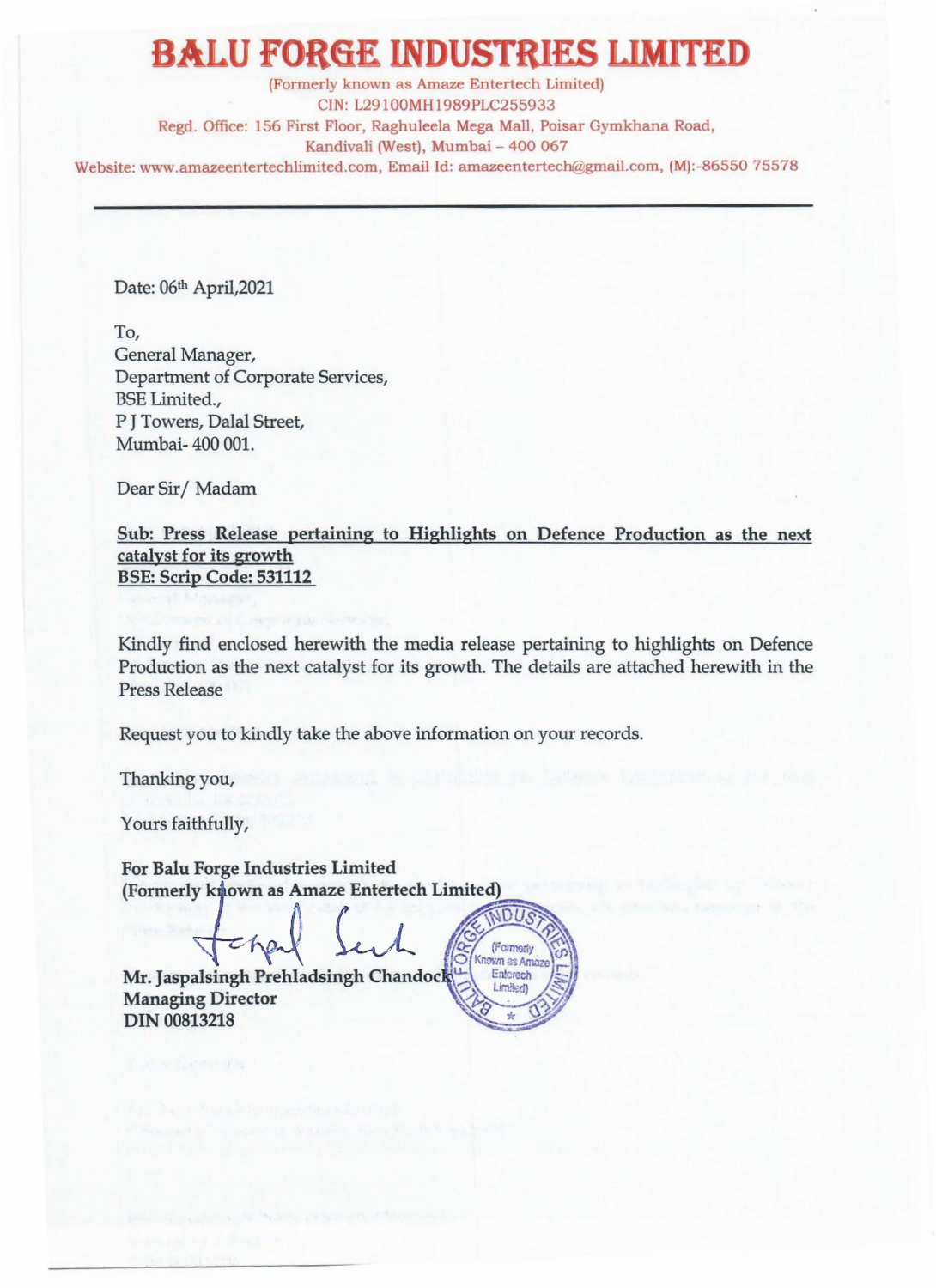# BALU FORGE INDUSTRIES LIMITED

(Formerly known as Amaze Entertech Limited)
CIN: L29100MH1989PLC255933
Regd. Office: 156 First Floor, Raghuleela Mega Mall, Poisar Gymkhana Road, Kandivali (West), Mumbai – 400 067
Website: www.amazeentertechlimited.com, Email Id: amazeentertech@gmail.com, (M):-86550 75578

---

Date: 06th April,2021

To,
General Manager,
Department of Corporate Services,
BSE Limited.,
P J Towers, Dalal Street,
Mumbai- 400 001.

Dear Sir/ Madam

**Sub: Press Release pertaining to Highlights on Defence Production as the next catalyst for its growth**
**BSE: Scrip Code: 531112**

Kindly find enclosed herewith the media release pertaining to highlights on Defence Production as the next catalyst for its growth. The details are attached herewith in the Press Release

Request you to kindly take the above information on your records.

Thanking you,

Yours faithfully,

**For Balu Forge Industries Limited**
**(Formerly known as Amaze Entertech Limited)**

**Mr. Jaspalsingh Prehladsingh Chandock**
**Managing Director**
**DIN 00813218**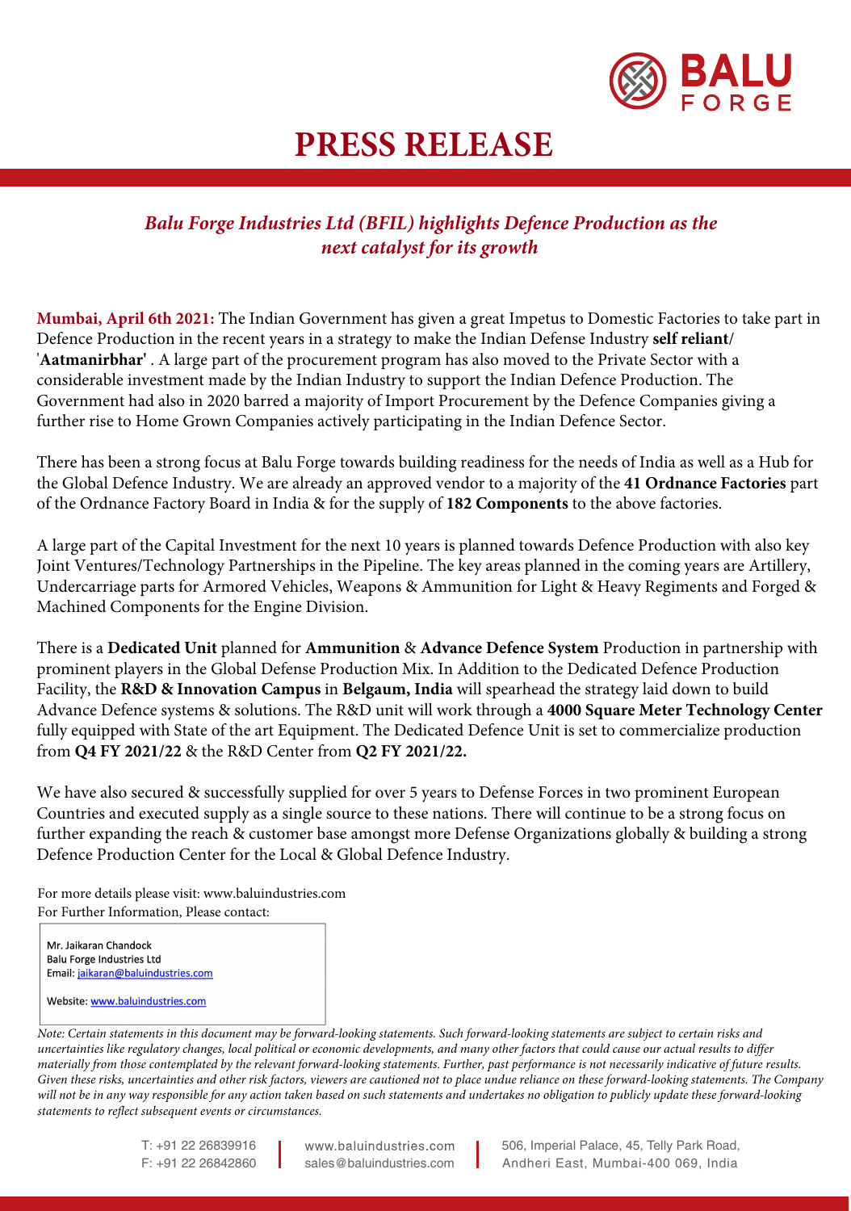# PRESS RELEASE

## *Balu Forge Industries Ltd (BFIL) highlights Defence Production as the next catalyst for its growth*

**Mumbai, April 6th 2021:** The Indian Government has given a great Impetus to Domestic Factories to take part in Defence Production in the recent years in a strategy to make the Indian Defense Industry **self reliant/** '**Aatmanirbhar**' . A large part of the procurement program has also moved to the Private Sector with a considerable investment made by the Indian Industry to support the Indian Defence Production. The Government had also in 2020 barred a majority of Import Procurement by the Defence Companies giving a further rise to Home Grown Companies actively participating in the Indian Defence Sector.

There has been a strong focus at Balu Forge towards building readiness for the needs of India as well as a Hub for the Global Defence Industry. We are already an approved vendor to a majority of the **41 Ordnance Factories** part of the Ordnance Factory Board in India & for the supply of **182 Components** to the above factories.

A large part of the Capital Investment for the next 10 years is planned towards Defence Production with also key Joint Ventures/Technology Partnerships in the Pipeline. The key areas planned in the coming years are Artillery, Undercarriage parts for Armored Vehicles, Weapons & Ammunition for Light & Heavy Regiments and Forged & Machined Components for the Engine Division.

There is a **Dedicated Unit** planned for **Ammunition** & **Advance Defence System** Production in partnership with prominent players in the Global Defense Production Mix. In Addition to the Dedicated Defence Production Facility, the **R&D & Innovation Campus** in **Belgaum, India** will spearhead the strategy laid down to build Advance Defence systems & solutions. The R&D unit will work through a **4000 Square Meter Technology Center** fully equipped with State of the art Equipment. The Dedicated Defence Unit is set to commercialize production from **Q4 FY 2021/22** & the R&D Center from **Q2 FY 2021/22.**

We have also secured & successfully supplied for over 5 years to Defense Forces in two prominent European Countries and executed supply as a single source to these nations. There will continue to be a strong focus on further expanding the reach & customer base amongst more Defense Organizations globally & building a strong Defence Production Center for the Local & Global Defence Industry.

For more details please visit: www.baluindustries.com
For Further Information, Please contact:

Mr. Jaikaran Chandock
Balu Forge Industries Ltd
Email: jaikaran@baluindustries.com

Website: www.baluindustries.com

*Note: Certain statements in this document may be forward-looking statements. Such forward-looking statements are subject to certain risks and uncertainties like regulatory changes, local political or economic developments, and many other factors that could cause our actual results to differ materially from those contemplated by the relevant forward-looking statements. Further, past performance is not necessarily indicative of future results. Given these risks, uncertainties and other risk factors, viewers are cautioned not to place undue reliance on these forward-looking statements. The Company will not be in any way responsible for any action taken based on such statements and undertakes no obligation to publicly update these forward-looking statements to reflect subsequent events or circumstances.*

T: +91 22 26839916
F: +91 22 26842860

www.baluindustries.com
sales@baluindustries.com

506, Imperial Palace, 45, Telly Park Road,
Andheri East, Mumbai-400 069, India